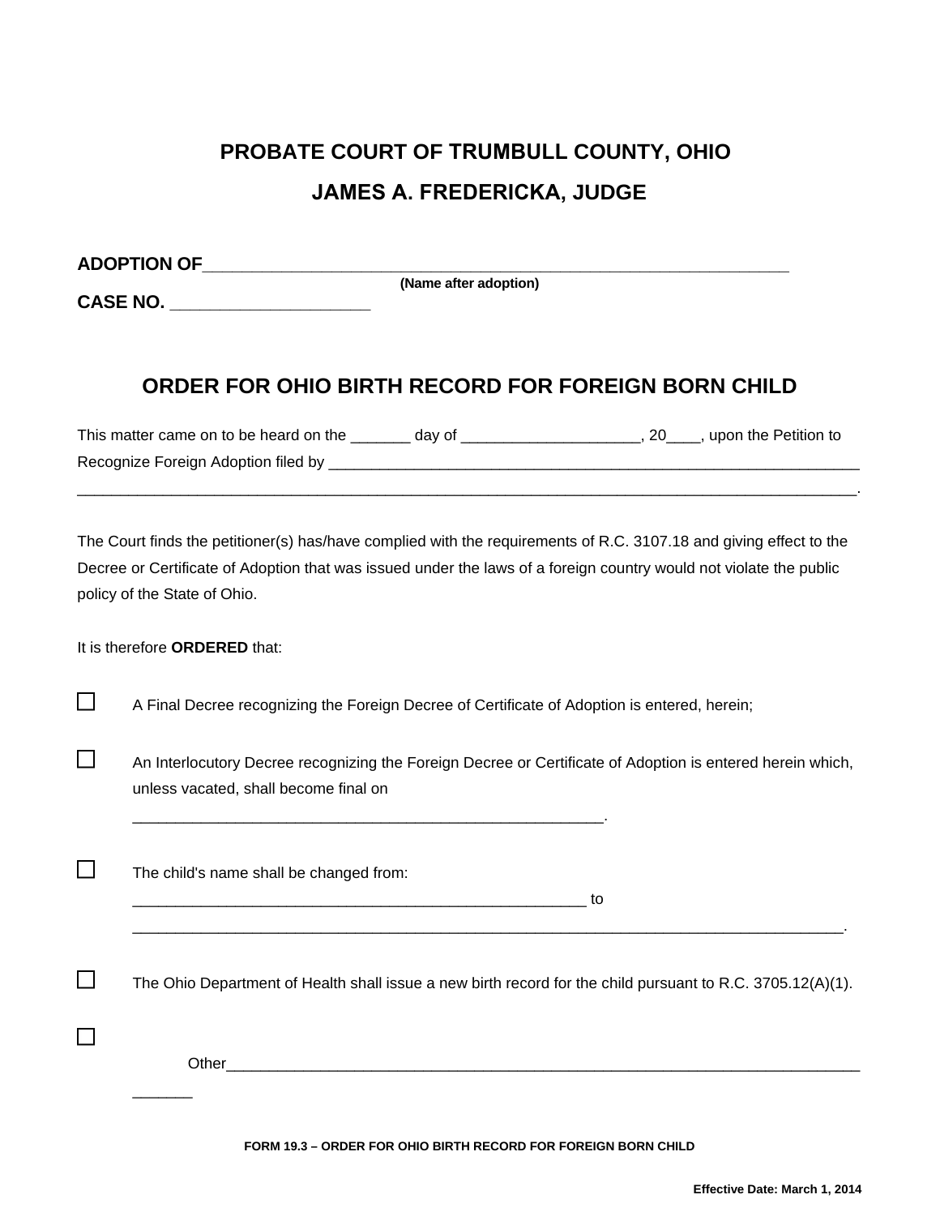# PROBATE COURT OF TRUMBULL COUNTY, OHIO

## JAMES A. FREDERICKA, JUDGE

**ADOPTION OF**___________________________________________________________
**(Name after adoption)**

**CASE NO.** ____________________

## ORDER FOR OHIO BIRTH RECORD FOR FOREIGN BORN CHILD

This matter came on to be heard on the _______ day of ____________________, 20____, upon the Petition to Recognize Foreign Adoption filed by _________________________________________________________________ ________________________________________________________________________________________.

The Court finds the petitioner(s) has/have complied with the requirements of R.C. 3107.18 and giving effect to the Decree or Certificate of Adoption that was issued under the laws of a foreign country would not violate the public policy of the State of Ohio.

It is therefore **ORDERED** that:

☐ A Final Decree recognizing the Foreign Decree of Certificate of Adoption is entered, herein;

☐ An Interlocutory Decree recognizing the Foreign Decree or Certificate of Adoption is entered herein which, unless vacated, shall become final on _______________________________________________________.

☐ The child's name shall be changed from: _______________________________________________________ to _______________________________________________________________________________________.

☐ The Ohio Department of Health shall issue a new birth record for the child pursuant to R.C. 3705.12(A)(1).

☐ Other_____________________________________________________________________________ _______

FORM 19.3 – ORDER FOR OHIO BIRTH RECORD FOR FOREIGN BORN CHILD

Effective Date: March 1, 2014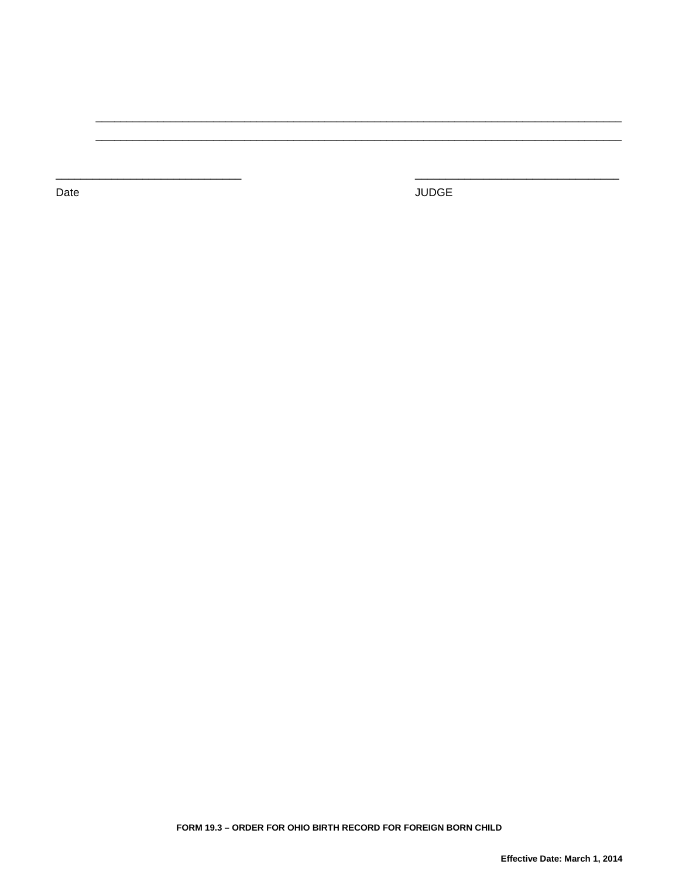______________________________________________________________________________

______________________________________________________________________________

______________________________ ______________________________

Date JUDGE

**FORM 19.3 – ORDER FOR OHIO BIRTH RECORD FOR FOREIGN BORN CHILD**

**Effective Date: March 1, 2014**